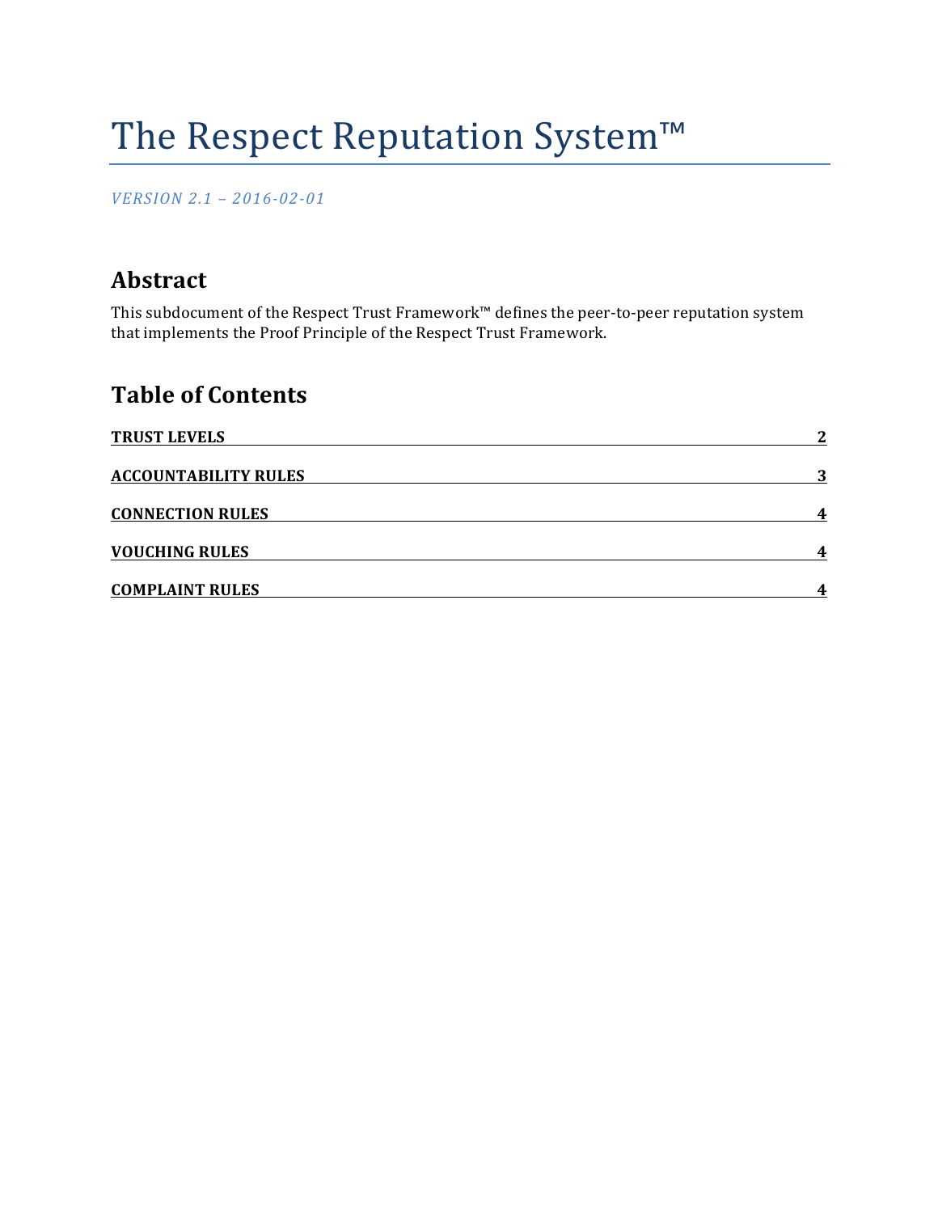# The Respect Reputation System™

*VERSION 2.1 – 2016-02-01*

## Abstract

This subdocument of the Respect Trust Framework™ defines the peer-to-peer reputation system that implements the Proof Principle of the Respect Trust Framework.

## Table of Contents

**TRUST LEVELS** — **2**

**ACCOUNTABILITY RULES** — **3**

**CONNECTION RULES** — **4**

**VOUCHING RULES** — **4**

**COMPLAINT RULES** — **4**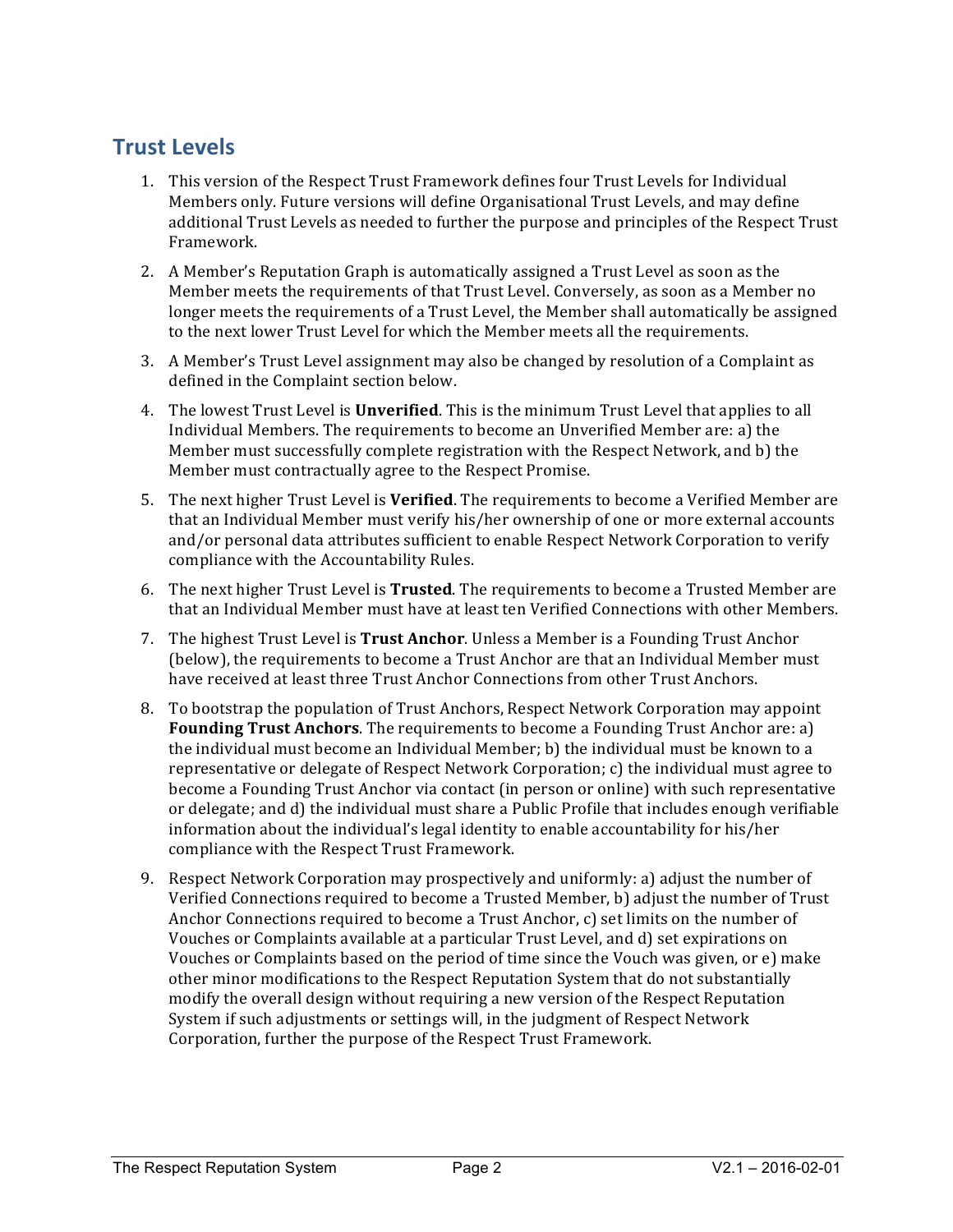## Trust Levels

1. This version of the Respect Trust Framework defines four Trust Levels for Individual Members only. Future versions will define Organisational Trust Levels, and may define additional Trust Levels as needed to further the purpose and principles of the Respect Trust Framework.
2. A Member's Reputation Graph is automatically assigned a Trust Level as soon as the Member meets the requirements of that Trust Level. Conversely, as soon as a Member no longer meets the requirements of a Trust Level, the Member shall automatically be assigned to the next lower Trust Level for which the Member meets all the requirements.
3. A Member's Trust Level assignment may also be changed by resolution of a Complaint as defined in the Complaint section below.
4. The lowest Trust Level is **Unverified**. This is the minimum Trust Level that applies to all Individual Members. The requirements to become an Unverified Member are: a) the Member must successfully complete registration with the Respect Network, and b) the Member must contractually agree to the Respect Promise.
5. The next higher Trust Level is **Verified**. The requirements to become a Verified Member are that an Individual Member must verify his/her ownership of one or more external accounts and/or personal data attributes sufficient to enable Respect Network Corporation to verify compliance with the Accountability Rules.
6. The next higher Trust Level is **Trusted**. The requirements to become a Trusted Member are that an Individual Member must have at least ten Verified Connections with other Members.
7. The highest Trust Level is **Trust Anchor**. Unless a Member is a Founding Trust Anchor (below), the requirements to become a Trust Anchor are that an Individual Member must have received at least three Trust Anchor Connections from other Trust Anchors.
8. To bootstrap the population of Trust Anchors, Respect Network Corporation may appoint **Founding Trust Anchors**. The requirements to become a Founding Trust Anchor are: a) the individual must become an Individual Member; b) the individual must be known to a representative or delegate of Respect Network Corporation; c) the individual must agree to become a Founding Trust Anchor via contact (in person or online) with such representative or delegate; and d) the individual must share a Public Profile that includes enough verifiable information about the individual's legal identity to enable accountability for his/her compliance with the Respect Trust Framework.
9. Respect Network Corporation may prospectively and uniformly: a) adjust the number of Verified Connections required to become a Trusted Member, b) adjust the number of Trust Anchor Connections required to become a Trust Anchor, c) set limits on the number of Vouches or Complaints available at a particular Trust Level, and d) set expirations on Vouches or Complaints based on the period of time since the Vouch was given, or e) make other minor modifications to the Respect Reputation System that do not substantially modify the overall design without requiring a new version of the Respect Reputation System if such adjustments or settings will, in the judgment of Respect Network Corporation, further the purpose of the Respect Trust Framework.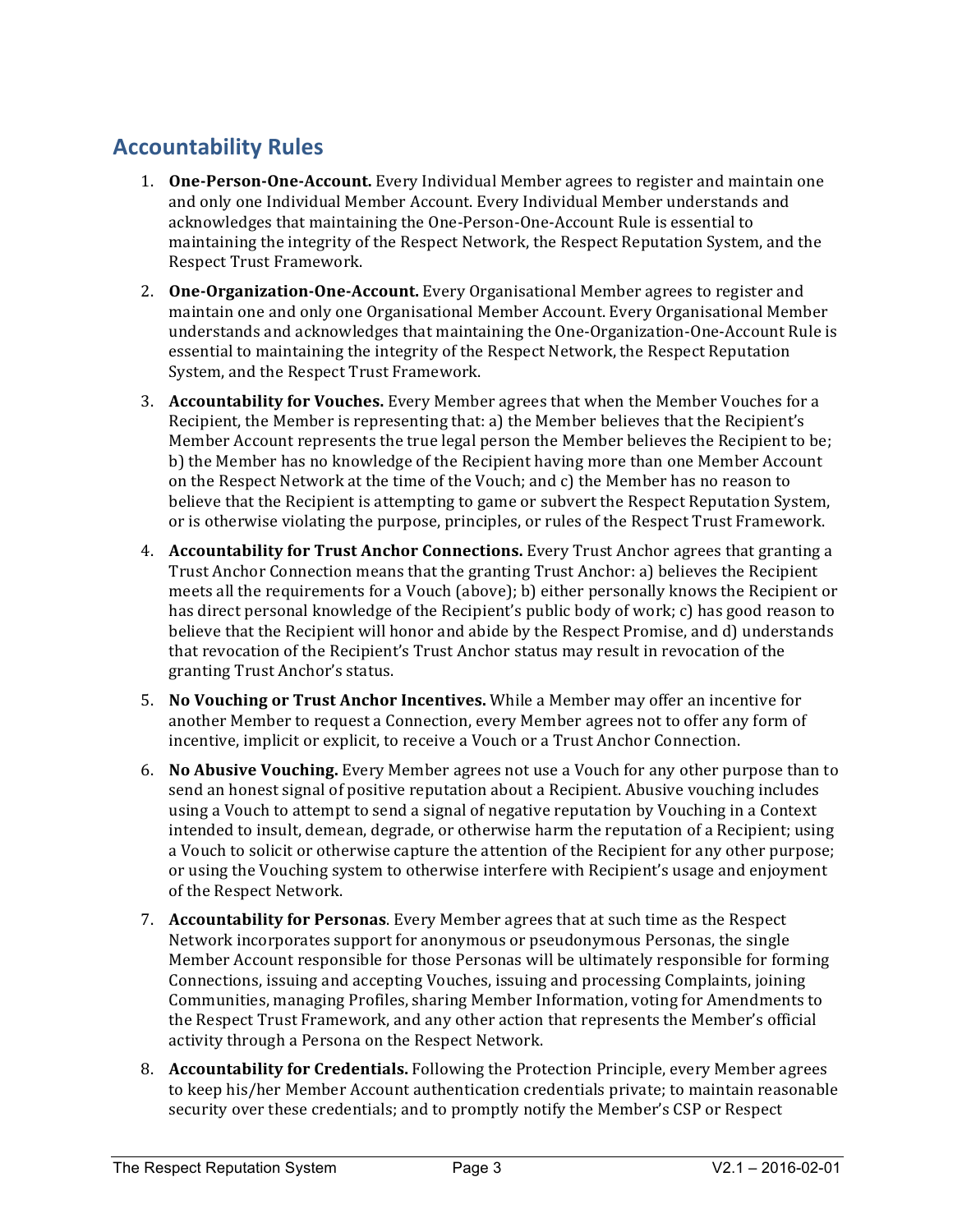## Accountability Rules

1. **One-Person-One-Account.** Every Individual Member agrees to register and maintain one and only one Individual Member Account. Every Individual Member understands and acknowledges that maintaining the One-Person-One-Account Rule is essential to maintaining the integrity of the Respect Network, the Respect Reputation System, and the Respect Trust Framework.

2. **One-Organization-One-Account.** Every Organisational Member agrees to register and maintain one and only one Organisational Member Account. Every Organisational Member understands and acknowledges that maintaining the One-Organization-One-Account Rule is essential to maintaining the integrity of the Respect Network, the Respect Reputation System, and the Respect Trust Framework.

3. **Accountability for Vouches.** Every Member agrees that when the Member Vouches for a Recipient, the Member is representing that: a) the Member believes that the Recipient's Member Account represents the true legal person the Member believes the Recipient to be; b) the Member has no knowledge of the Recipient having more than one Member Account on the Respect Network at the time of the Vouch; and c) the Member has no reason to believe that the Recipient is attempting to game or subvert the Respect Reputation System, or is otherwise violating the purpose, principles, or rules of the Respect Trust Framework.

4. **Accountability for Trust Anchor Connections.** Every Trust Anchor agrees that granting a Trust Anchor Connection means that the granting Trust Anchor: a) believes the Recipient meets all the requirements for a Vouch (above); b) either personally knows the Recipient or has direct personal knowledge of the Recipient's public body of work; c) has good reason to believe that the Recipient will honor and abide by the Respect Promise, and d) understands that revocation of the Recipient's Trust Anchor status may result in revocation of the granting Trust Anchor's status.

5. **No Vouching or Trust Anchor Incentives.** While a Member may offer an incentive for another Member to request a Connection, every Member agrees not to offer any form of incentive, implicit or explicit, to receive a Vouch or a Trust Anchor Connection.

6. **No Abusive Vouching.** Every Member agrees not use a Vouch for any other purpose than to send an honest signal of positive reputation about a Recipient. Abusive vouching includes using a Vouch to attempt to send a signal of negative reputation by Vouching in a Context intended to insult, demean, degrade, or otherwise harm the reputation of a Recipient; using a Vouch to solicit or otherwise capture the attention of the Recipient for any other purpose; or using the Vouching system to otherwise interfere with Recipient's usage and enjoyment of the Respect Network.

7. **Accountability for Personas**. Every Member agrees that at such time as the Respect Network incorporates support for anonymous or pseudonymous Personas, the single Member Account responsible for those Personas will be ultimately responsible for forming Connections, issuing and accepting Vouches, issuing and processing Complaints, joining Communities, managing Profiles, sharing Member Information, voting for Amendments to the Respect Trust Framework, and any other action that represents the Member's official activity through a Persona on the Respect Network.

8. **Accountability for Credentials.** Following the Protection Principle, every Member agrees to keep his/her Member Account authentication credentials private; to maintain reasonable security over these credentials; and to promptly notify the Member's CSP or Respect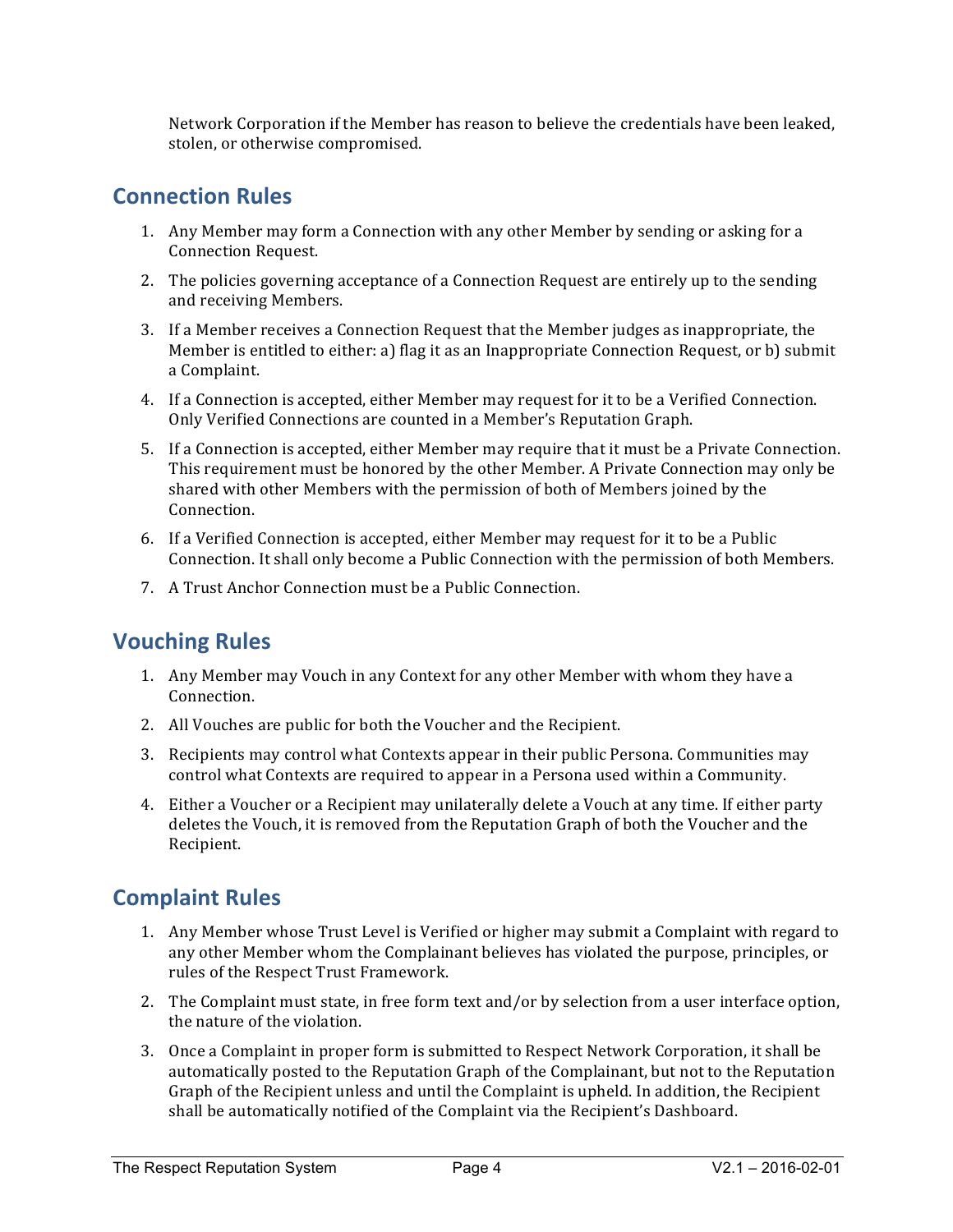Network Corporation if the Member has reason to believe the credentials have been leaked, stolen, or otherwise compromised.

## Connection Rules

1. Any Member may form a Connection with any other Member by sending or asking for a Connection Request.
2. The policies governing acceptance of a Connection Request are entirely up to the sending and receiving Members.
3. If a Member receives a Connection Request that the Member judges as inappropriate, the Member is entitled to either: a) flag it as an Inappropriate Connection Request, or b) submit a Complaint.
4. If a Connection is accepted, either Member may request for it to be a Verified Connection. Only Verified Connections are counted in a Member's Reputation Graph.
5. If a Connection is accepted, either Member may require that it must be a Private Connection. This requirement must be honored by the other Member. A Private Connection may only be shared with other Members with the permission of both of Members joined by the Connection.
6. If a Verified Connection is accepted, either Member may request for it to be a Public Connection. It shall only become a Public Connection with the permission of both Members.
7. A Trust Anchor Connection must be a Public Connection.

## Vouching Rules

1. Any Member may Vouch in any Context for any other Member with whom they have a Connection.
2. All Vouches are public for both the Voucher and the Recipient.
3. Recipients may control what Contexts appear in their public Persona. Communities may control what Contexts are required to appear in a Persona used within a Community.
4. Either a Voucher or a Recipient may unilaterally delete a Vouch at any time. If either party deletes the Vouch, it is removed from the Reputation Graph of both the Voucher and the Recipient.

## Complaint Rules

1. Any Member whose Trust Level is Verified or higher may submit a Complaint with regard to any other Member whom the Complainant believes has violated the purpose, principles, or rules of the Respect Trust Framework.
2. The Complaint must state, in free form text and/or by selection from a user interface option, the nature of the violation.
3. Once a Complaint in proper form is submitted to Respect Network Corporation, it shall be automatically posted to the Reputation Graph of the Complainant, but not to the Reputation Graph of the Recipient unless and until the Complaint is upheld. In addition, the Recipient shall be automatically notified of the Complaint via the Recipient's Dashboard.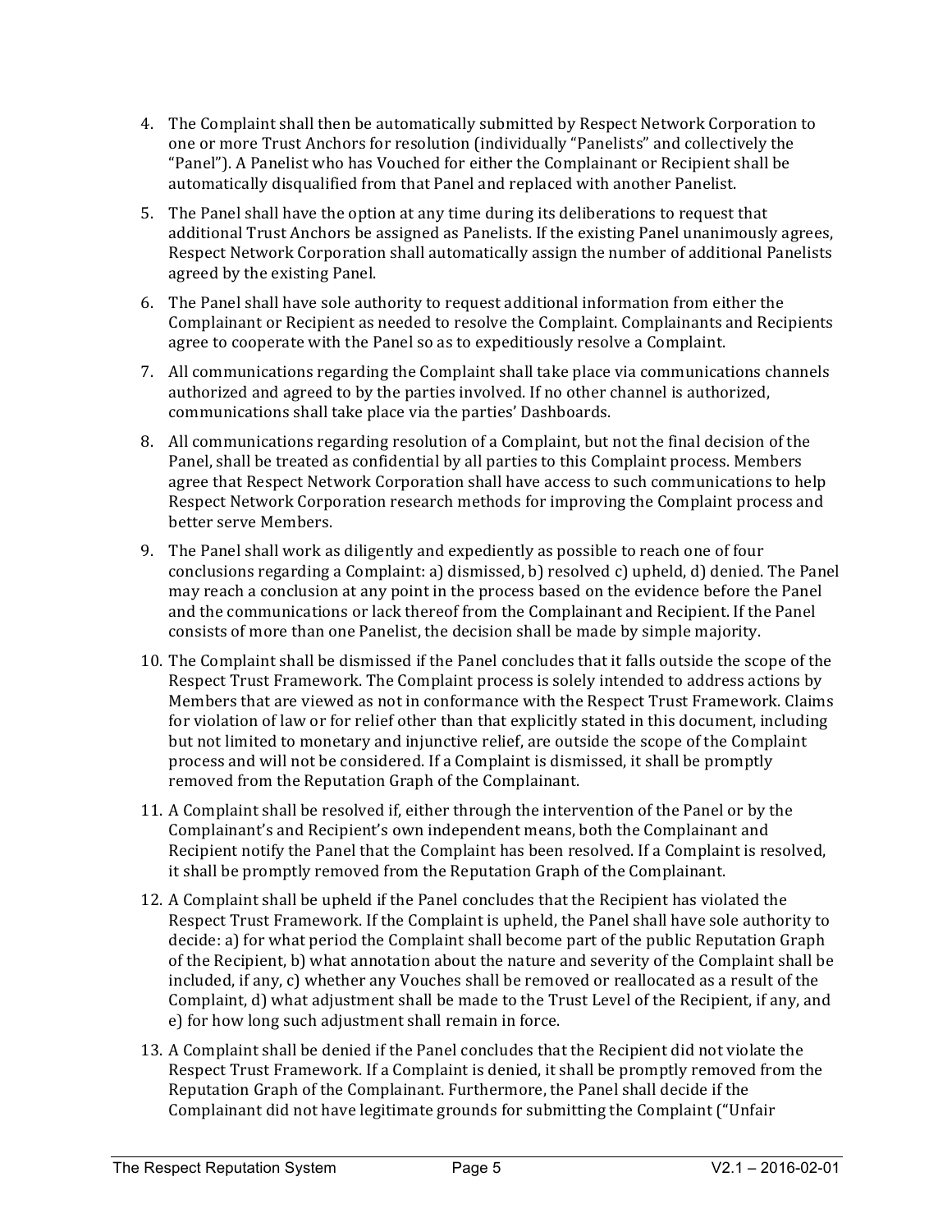4. The Complaint shall then be automatically submitted by Respect Network Corporation to one or more Trust Anchors for resolution (individually "Panelists" and collectively the "Panel"). A Panelist who has Vouched for either the Complainant or Recipient shall be automatically disqualified from that Panel and replaced with another Panelist.
5. The Panel shall have the option at any time during its deliberations to request that additional Trust Anchors be assigned as Panelists. If the existing Panel unanimously agrees, Respect Network Corporation shall automatically assign the number of additional Panelists agreed by the existing Panel.
6. The Panel shall have sole authority to request additional information from either the Complainant or Recipient as needed to resolve the Complaint. Complainants and Recipients agree to cooperate with the Panel so as to expeditiously resolve a Complaint.
7. All communications regarding the Complaint shall take place via communications channels authorized and agreed to by the parties involved. If no other channel is authorized, communications shall take place via the parties' Dashboards.
8. All communications regarding resolution of a Complaint, but not the final decision of the Panel, shall be treated as confidential by all parties to this Complaint process. Members agree that Respect Network Corporation shall have access to such communications to help Respect Network Corporation research methods for improving the Complaint process and better serve Members.
9. The Panel shall work as diligently and expediently as possible to reach one of four conclusions regarding a Complaint: a) dismissed, b) resolved c) upheld, d) denied. The Panel may reach a conclusion at any point in the process based on the evidence before the Panel and the communications or lack thereof from the Complainant and Recipient. If the Panel consists of more than one Panelist, the decision shall be made by simple majority.
10. The Complaint shall be dismissed if the Panel concludes that it falls outside the scope of the Respect Trust Framework. The Complaint process is solely intended to address actions by Members that are viewed as not in conformance with the Respect Trust Framework. Claims for violation of law or for relief other than that explicitly stated in this document, including but not limited to monetary and injunctive relief, are outside the scope of the Complaint process and will not be considered. If a Complaint is dismissed, it shall be promptly removed from the Reputation Graph of the Complainant.
11. A Complaint shall be resolved if, either through the intervention of the Panel or by the Complainant's and Recipient's own independent means, both the Complainant and Recipient notify the Panel that the Complaint has been resolved. If a Complaint is resolved, it shall be promptly removed from the Reputation Graph of the Complainant.
12. A Complaint shall be upheld if the Panel concludes that the Recipient has violated the Respect Trust Framework. If the Complaint is upheld, the Panel shall have sole authority to decide: a) for what period the Complaint shall become part of the public Reputation Graph of the Recipient, b) what annotation about the nature and severity of the Complaint shall be included, if any, c) whether any Vouches shall be removed or reallocated as a result of the Complaint, d) what adjustment shall be made to the Trust Level of the Recipient, if any, and e) for how long such adjustment shall remain in force.
13. A Complaint shall be denied if the Panel concludes that the Recipient did not violate the Respect Trust Framework. If a Complaint is denied, it shall be promptly removed from the Reputation Graph of the Complainant. Furthermore, the Panel shall decide if the Complainant did not have legitimate grounds for submitting the Complaint ("Unfair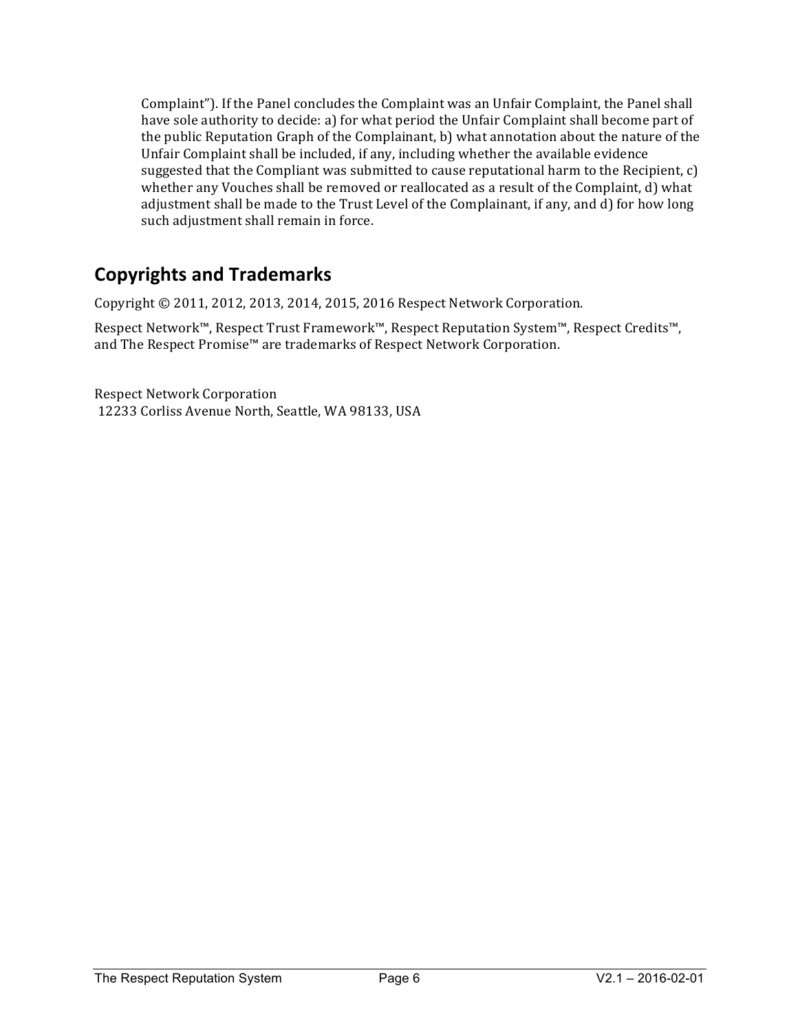Complaint"). If the Panel concludes the Complaint was an Unfair Complaint, the Panel shall have sole authority to decide: a) for what period the Unfair Complaint shall become part of the public Reputation Graph of the Complainant, b) what annotation about the nature of the Unfair Complaint shall be included, if any, including whether the available evidence suggested that the Compliant was submitted to cause reputational harm to the Recipient, c) whether any Vouches shall be removed or reallocated as a result of the Complaint, d) what adjustment shall be made to the Trust Level of the Complainant, if any, and d) for how long such adjustment shall remain in force.

## Copyrights and Trademarks

Copyright © 2011, 2012, 2013, 2014, 2015, 2016 Respect Network Corporation.

Respect Network™, Respect Trust Framework™, Respect Reputation System™, Respect Credits™, and The Respect Promise™ are trademarks of Respect Network Corporation.

Respect Network Corporation
12233 Corliss Avenue North, Seattle, WA 98133, USA